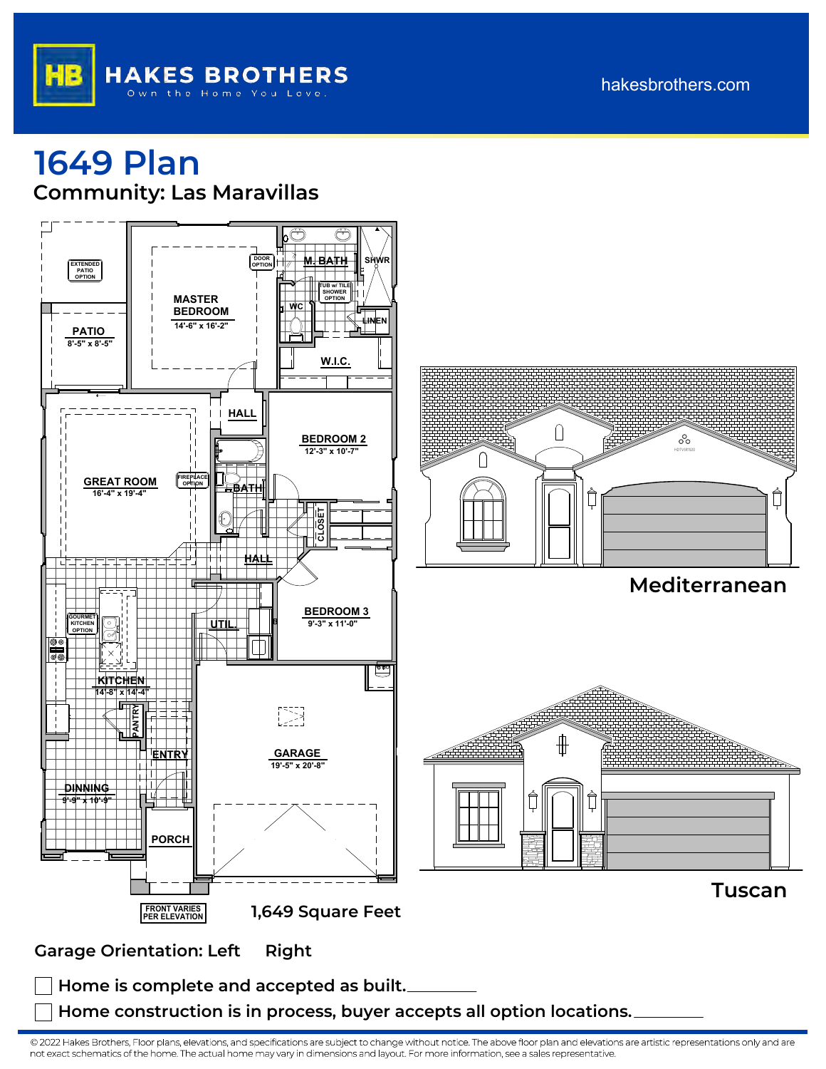HAKES BROTHERS

Own the Home You Love.

hakesbrothers.com

# 1649 Plan

## Community: Las Maravillas

EXTENDED PATIO OPTION

PATIO
8'-5" x 8'-5"

MASTER BEDROOM
14'-6" x 16'-2"

DOOR OPTION

M. BATH

SHWR

TUB w/ TILE SHOWER OPTION

WC

LINEN

W.I.C.

HALL

BEDROOM 2
12'-3" x 10'-7"

GREAT ROOM
16'-4" x 19'-4"

FIREPLACE OPTION

BATH

CLOSET

HALL

GOURMET KITCHEN OPTION

UTIL.

BEDROOM 3
9'-3" x 11'-0"

KITCHEN
14'-8" x 14'-4"

PANTRY

ENTRY

GARAGE
19'-5" x 20'-8"

DINNING
9'-9" x 10'-9"

PORCH

FRONT VARIES PER ELEVATION

1,649 Square Feet

Mediterranean

Tuscan

Garage Orientation: Left Right

- [ ] Home is complete and accepted as built.________
- [ ] Home construction is in process, buyer accepts all option locations.________

© 2022 Hakes Brothers, Floor plans, elevations, and specifications are subject to change without notice. The above floor plan and elevations are artistic representations only and are not exact schematics of the home. The actual home may vary in dimensions and layout. For more information, see a sales representative.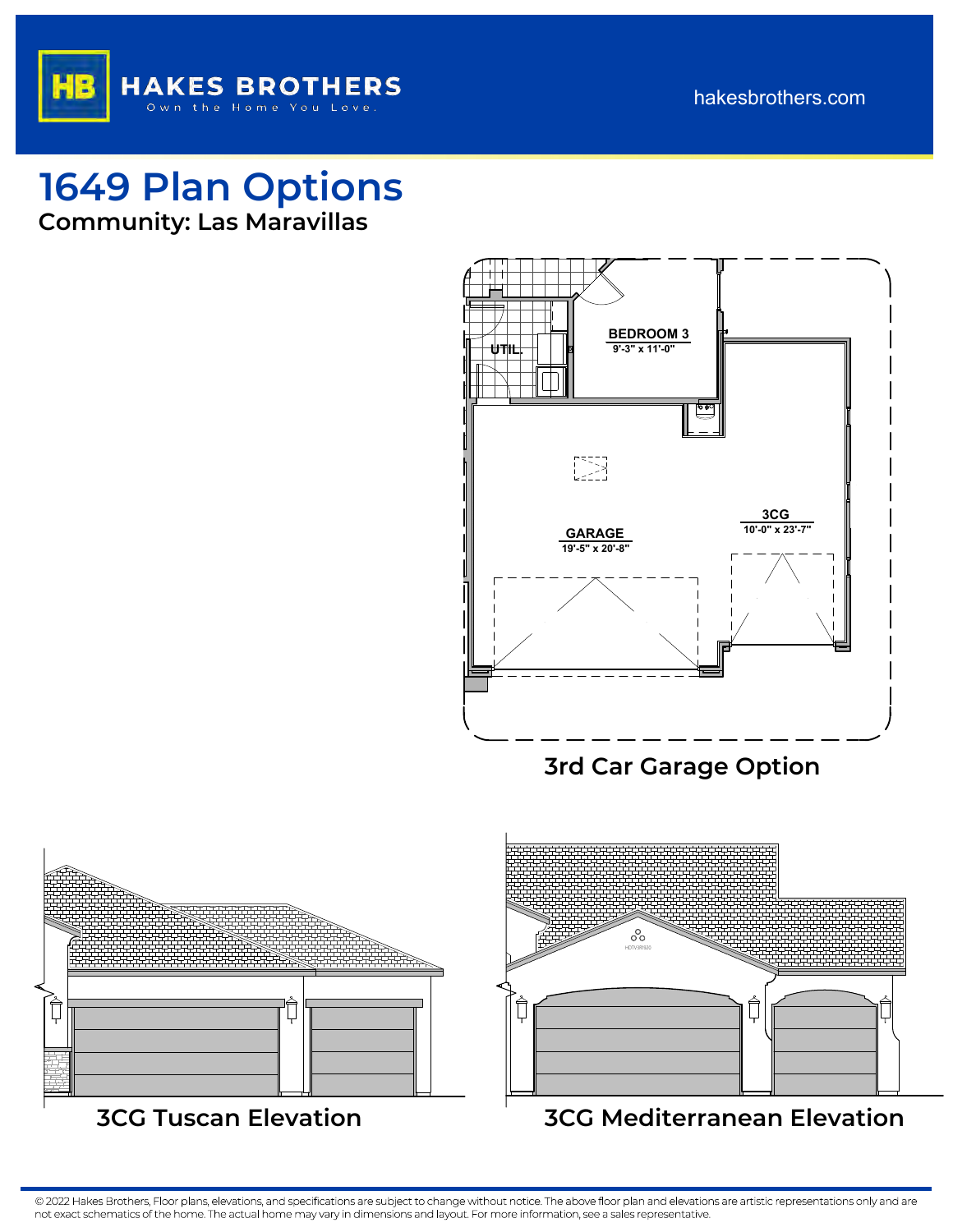HAKES BROTHERS

Own the Home You Love.

hakesbrothers.com

# 1649 Plan Options

**Community: Las Maravillas**

BEDROOM 3
9'-3" x 11'-0"

UTIL.

GARAGE
19'-5" x 20'-8"

3CG
10'-0" x 23'-7"

3rd Car Garage Option

3CG Tuscan Elevation

3CG Mediterranean Elevation

© 2022 Hakes Brothers, Floor plans, elevations, and specifications are subject to change without notice. The above floor plan and elevations are artistic representations only and are not exact schematics of the home. The actual home may vary in dimensions and layout. For more information, see a sales representative.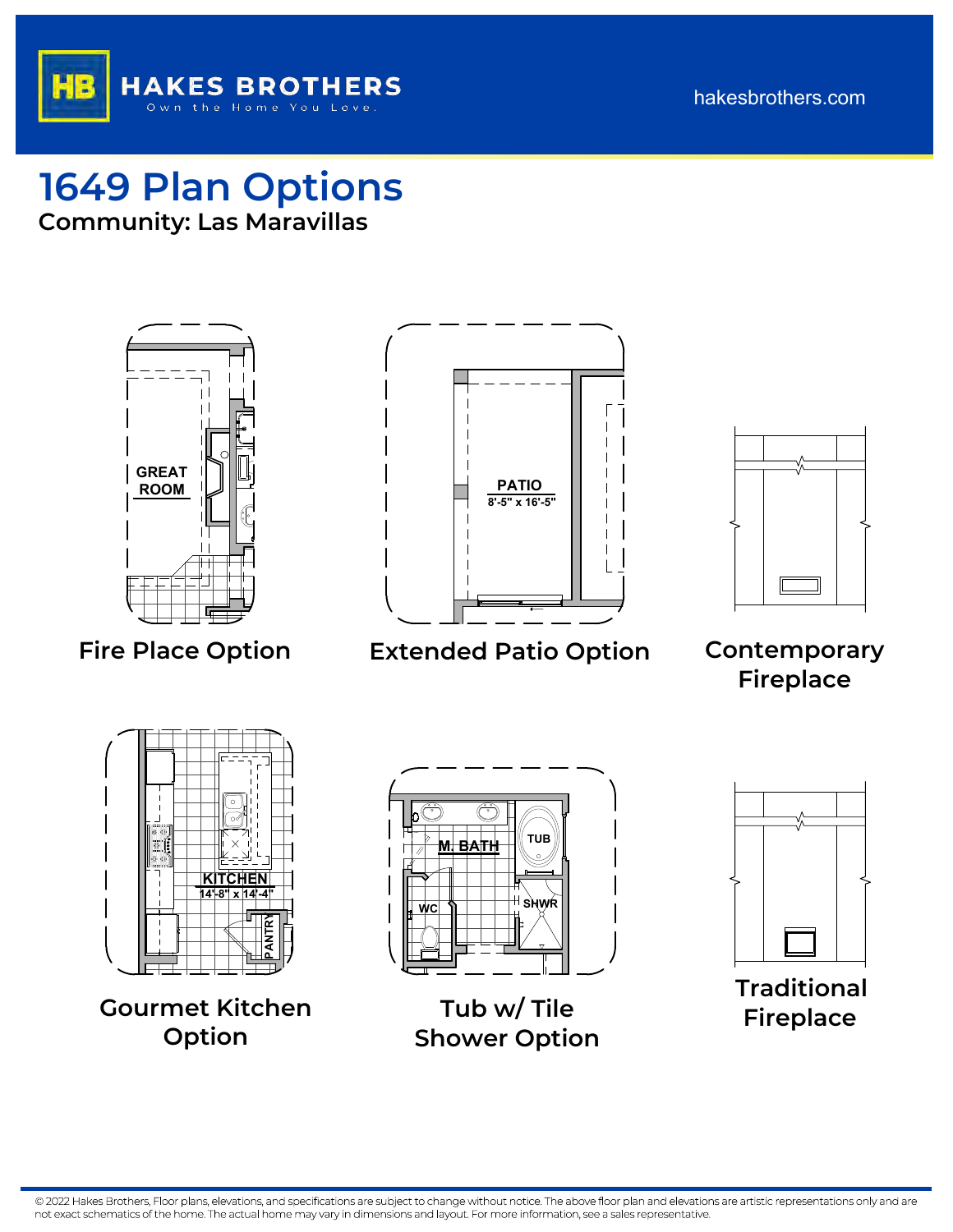HAKES BROTHERS

Own the Home You Love.

hakesbrothers.com

# 1649 Plan Options

**Community: Las Maravillas**

GREAT ROOM

Fire Place Option

PATIO
8'-5" x 16'-5"

Extended Patio Option

Contemporary Fireplace

KITCHEN
14'-8" x 14'-4"
PANTRY

Gourmet Kitchen Option

M. BATH
TUB
WC
SHWR

Tub w/ Tile Shower Option

Traditional Fireplace

© 2022 Hakes Brothers, Floor plans, elevations, and specifications are subject to change without notice. The above floor plan and elevations are artistic representations only and are not exact schematics of the home. The actual home may vary in dimensions and layout. For more information, see a sales representative.